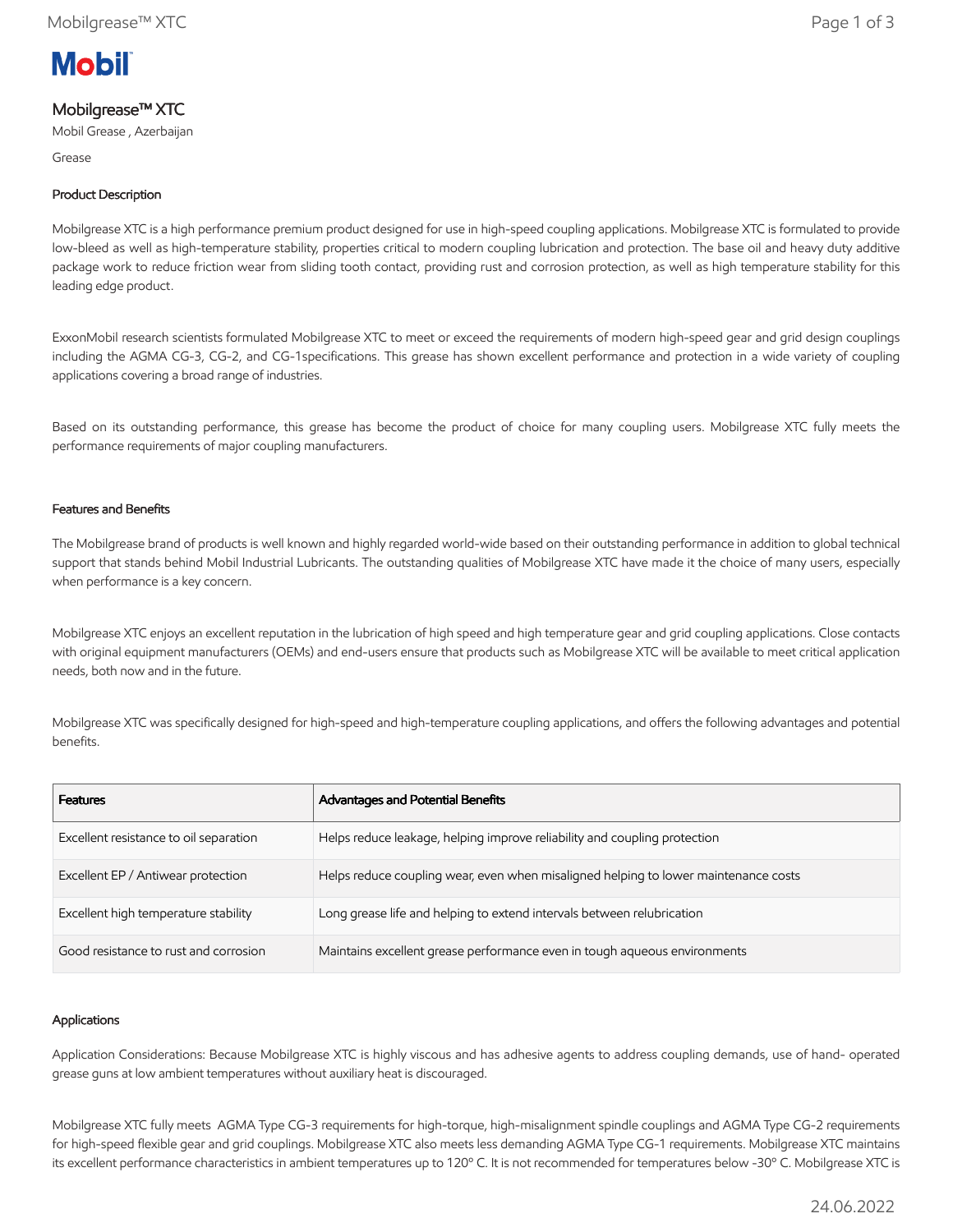Mobil

# Mobilgrease™ XTC

Mobil Grease , Azerbaijan

Grease

## Product Description

Mobilgrease XTC is a high performance premium product designed for use in high-speed coupling applications. Mobilgrease XTC is formulated to provide low-bleed as well as high-temperature stability, properties critical to modern coupling lubrication and protection. The base oil and heavy duty additive package work to reduce friction wear from sliding tooth contact, providing rust and corrosion protection, as well as high temperature stability for this leading edge product.

ExxonMobil research scientists formulated Mobilgrease XTC to meet or exceed the requirements of modern high-speed gear and grid design couplings including the AGMA CG-3, CG-2, and CG-1specifications. This grease has shown excellent performance and protection in a wide variety of coupling applications covering a broad range of industries.

Based on its outstanding performance, this grease has become the product of choice for many coupling users. Mobilgrease XTC fully meets the performance requirements of major coupling manufacturers.

## Features and Benefits

The Mobilgrease brand of products is well known and highly regarded world-wide based on their outstanding performance in addition to global technical support that stands behind Mobil Industrial Lubricants. The outstanding qualities of Mobilgrease XTC have made it the choice of many users, especially when performance is a key concern.

Mobilgrease XTC enjoys an excellent reputation in the lubrication of high speed and high temperature gear and grid coupling applications. Close contacts with original equipment manufacturers (OEMs) and end-users ensure that products such as Mobilgrease XTC will be available to meet critical application needs, both now and in the future.

Mobilgrease XTC was specifically designed for high-speed and high-temperature coupling applications, and offers the following advantages and potential benefits.

| Features | Advantages and Potential Benefits |
|---|---|
| Excellent resistance to oil separation | Helps reduce leakage, helping improve reliability and coupling protection |
| Excellent EP / Antiwear protection | Helps reduce coupling wear, even when misaligned helping to lower maintenance costs |
| Excellent high temperature stability | Long grease life and helping to extend intervals between relubrication |
| Good resistance to rust and corrosion | Maintains excellent grease performance even in tough aqueous environments |

## Applications

Application Considerations: Because Mobilgrease XTC is highly viscous and has adhesive agents to address coupling demands, use of hand- operated grease guns at low ambient temperatures without auxiliary heat is discouraged.

Mobilgrease XTC fully meets AGMA Type CG-3 requirements for high-torque, high-misalignment spindle couplings and AGMA Type CG-2 requirements for high-speed flexible gear and grid couplings. Mobilgrease XTC also meets less demanding AGMA Type CG-1 requirements. Mobilgrease XTC maintains its excellent performance characteristics in ambient temperatures up to 120º C. It is not recommended for temperatures below -30º C. Mobilgrease XTC is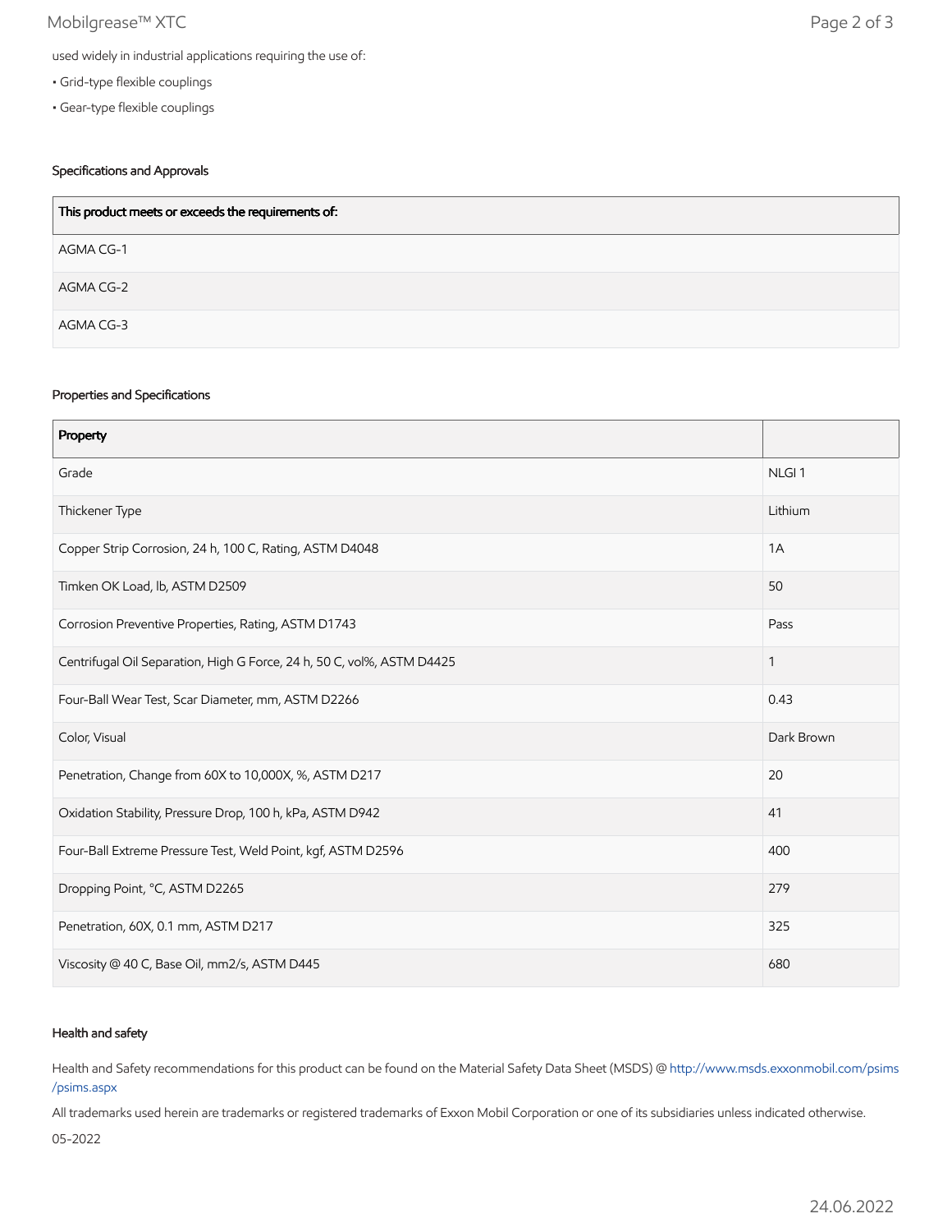used widely in industrial applications requiring the use of:

- Grid-type flexible couplings
- Gear-type flexible couplings

### Specifications and Approvals

| This product meets or exceeds the requirements of: |
| --- |
| AGMA CG-1 |
| AGMA CG-2 |
| AGMA CG-3 |

### Properties and Specifications

| Property | |
| --- | --- |
| Grade | NLGI 1 |
| Thickener Type | Lithium |
| Copper Strip Corrosion, 24 h, 100 C, Rating, ASTM D4048 | 1A |
| Timken OK Load, lb, ASTM D2509 | 50 |
| Corrosion Preventive Properties, Rating, ASTM D1743 | Pass |
| Centrifugal Oil Separation, High G Force, 24 h, 50 C, vol%, ASTM D4425 | 1 |
| Four-Ball Wear Test, Scar Diameter, mm, ASTM D2266 | 0.43 |
| Color, Visual | Dark Brown |
| Penetration, Change from 60X to 10,000X, %, ASTM D217 | 20 |
| Oxidation Stability, Pressure Drop, 100 h, kPa, ASTM D942 | 41 |
| Four-Ball Extreme Pressure Test, Weld Point, kgf, ASTM D2596 | 400 |
| Dropping Point, °C, ASTM D2265 | 279 |
| Penetration, 60X, 0.1 mm, ASTM D217 | 325 |
| Viscosity @ 40 C, Base Oil, mm2/s, ASTM D445 | 680 |

### Health and safety

Health and Safety recommendations for this product can be found on the Material Safety Data Sheet (MSDS) @ http://www.msds.exxonmobil.com/psims/psims.aspx

All trademarks used herein are trademarks or registered trademarks of Exxon Mobil Corporation or one of its subsidiaries unless indicated otherwise.

05-2022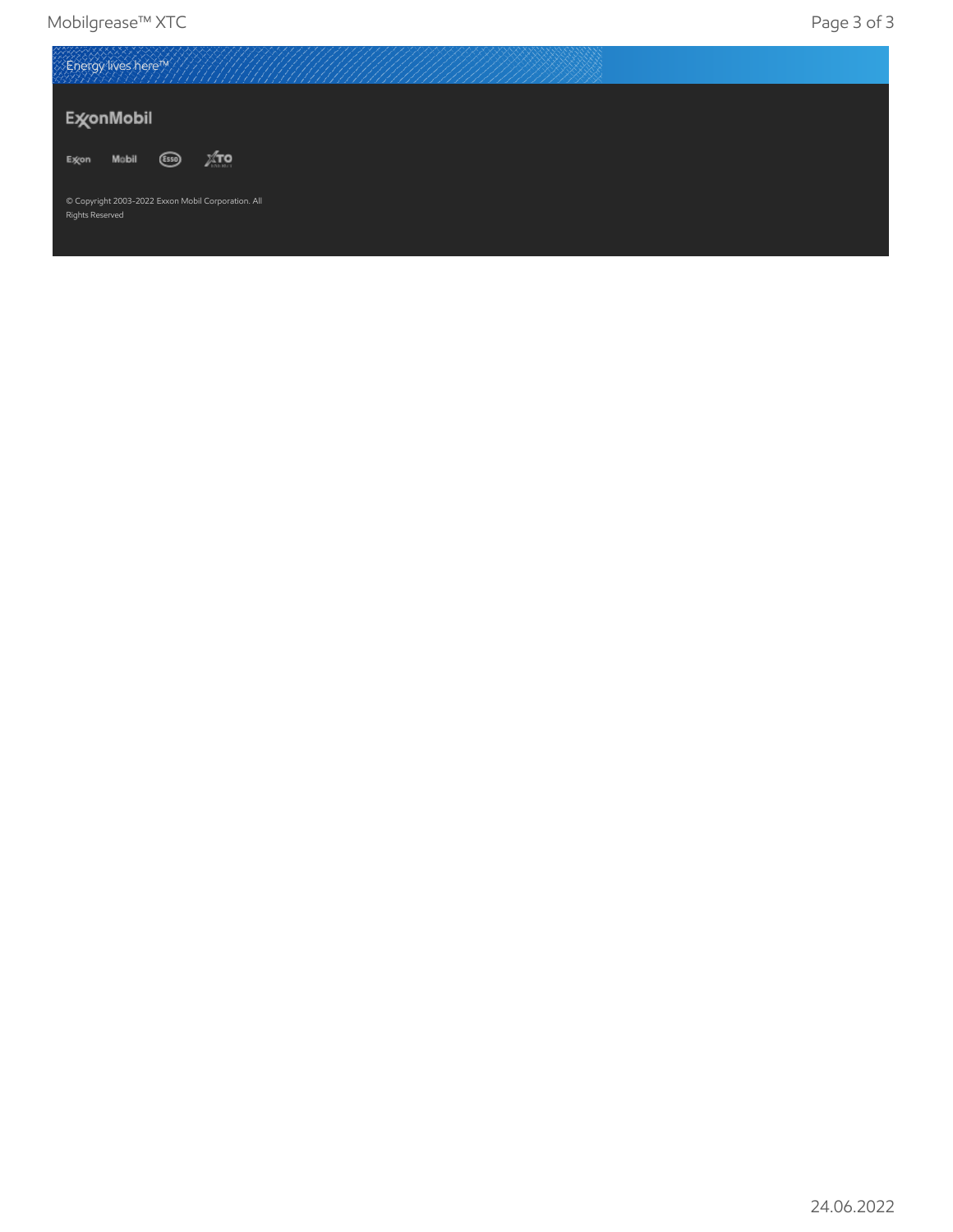Energy lives here™

ExxonMobil

Exxon Mobil Esso XTO

© Copyright 2003-2022 Exxon Mobil Corporation. All Rights Reserved